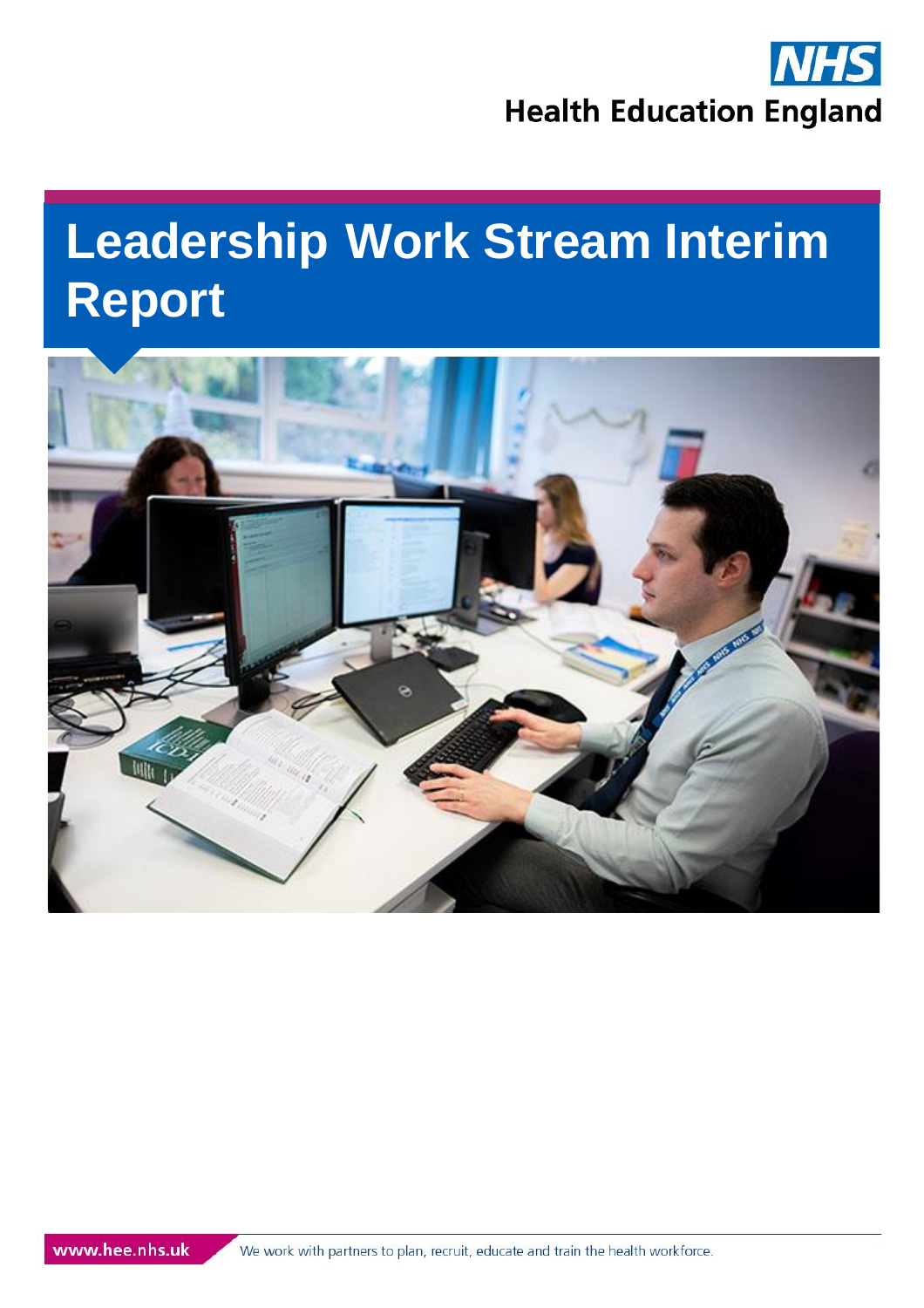NHS

Health Education England

# Leadership Work Stream Interim Report

www.hee.nhs.uk

We work with partners to plan, recruit, educate and train the health workforce.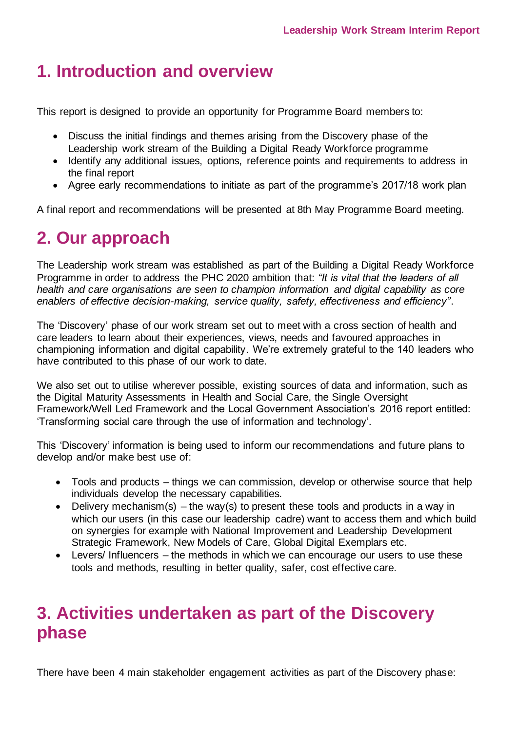# 1. Introduction and overview

This report is designed to provide an opportunity for Programme Board members to:

- Discuss the initial findings and themes arising from the Discovery phase of the Leadership work stream of the Building a Digital Ready Workforce programme
- Identify any additional issues, options, reference points and requirements to address in the final report
- Agree early recommendations to initiate as part of the programme's 2017/18 work plan

A final report and recommendations will be presented at 8th May Programme Board meeting.

# 2. Our approach

The Leadership work stream was established as part of the Building a Digital Ready Workforce Programme in order to address the PHC 2020 ambition that: *"It is vital that the leaders of all health and care organisations are seen to champion information and digital capability as core enablers of effective decision-making, service quality, safety, effectiveness and efficiency"*.

The 'Discovery' phase of our work stream set out to meet with a cross section of health and care leaders to learn about their experiences, views, needs and favoured approaches in championing information and digital capability. We're extremely grateful to the 140 leaders who have contributed to this phase of our work to date.

We also set out to utilise wherever possible, existing sources of data and information, such as the Digital Maturity Assessments in Health and Social Care, the Single Oversight Framework/Well Led Framework and the Local Government Association's 2016 report entitled: 'Transforming social care through the use of information and technology'.

This 'Discovery' information is being used to inform our recommendations and future plans to develop and/or make best use of:

- Tools and products – things we can commission, develop or otherwise source that help individuals develop the necessary capabilities.
- Delivery mechanism(s) – the way(s) to present these tools and products in a way in which our users (in this case our leadership cadre) want to access them and which build on synergies for example with National Improvement and Leadership Development Strategic Framework, New Models of Care, Global Digital Exemplars etc.
- Levers/ Influencers – the methods in which we can encourage our users to use these tools and methods, resulting in better quality, safer, cost effective care.

# 3. Activities undertaken as part of the Discovery phase

There have been 4 main stakeholder engagement activities as part of the Discovery phase: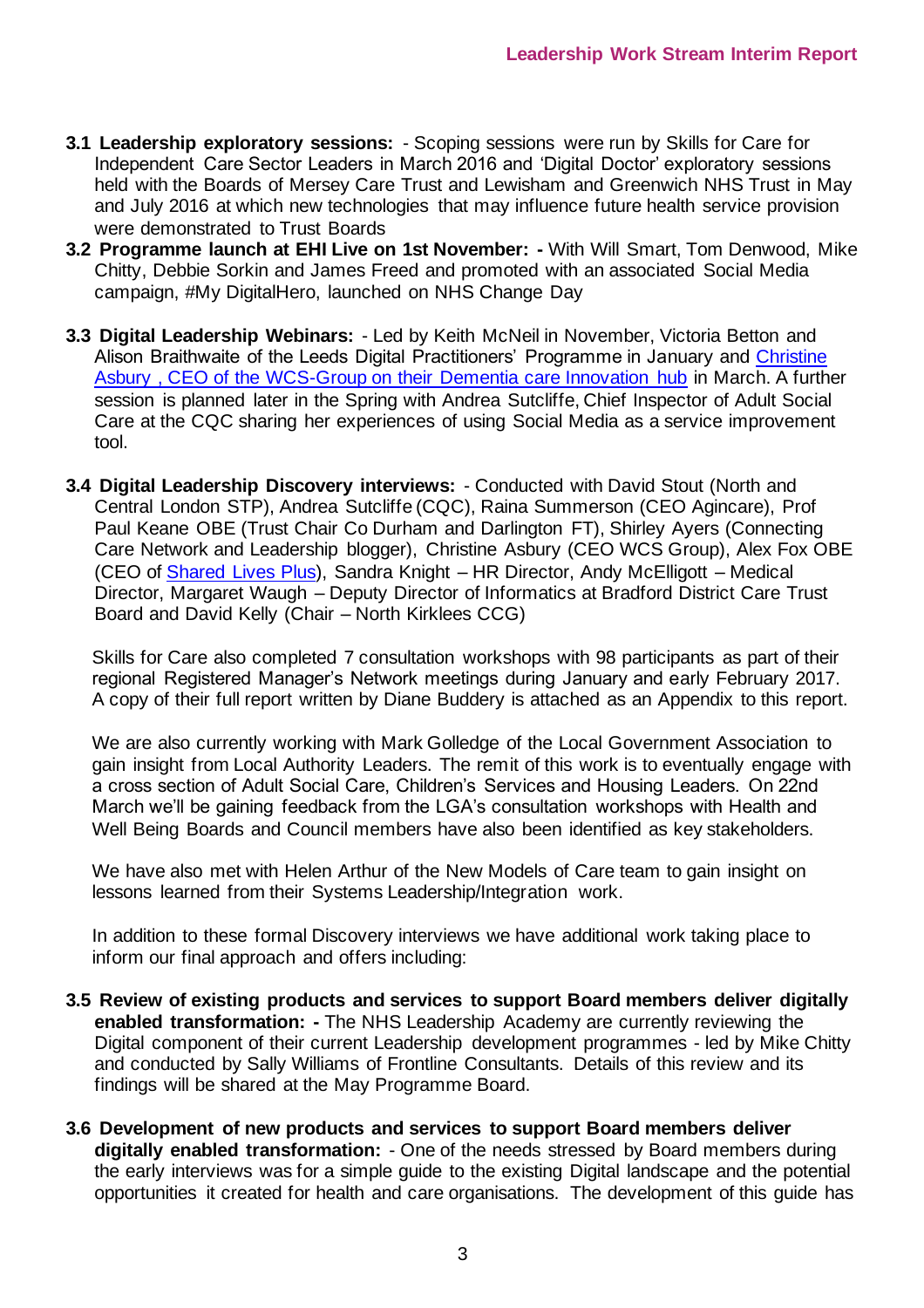**3.1 Leadership exploratory sessions:** - Scoping sessions were run by Skills for Care for Independent Care Sector Leaders in March 2016 and 'Digital Doctor' exploratory sessions held with the Boards of Mersey Care Trust and Lewisham and Greenwich NHS Trust in May and July 2016 at which new technologies that may influence future health service provision were demonstrated to Trust Boards

**3.2 Programme launch at EHI Live on 1st November: -** With Will Smart, Tom Denwood, Mike Chitty, Debbie Sorkin and James Freed and promoted with an associated Social Media campaign, #My DigitalHero, launched on NHS Change Day

**3.3 Digital Leadership Webinars:** - Led by Keith McNeil in November, Victoria Betton and Alison Braithwaite of the Leeds Digital Practitioners' Programme in January and Christine Asbury , CEO of the WCS-Group on their Dementia care Innovation hub in March. A further session is planned later in the Spring with Andrea Sutcliffe, Chief Inspector of Adult Social Care at the CQC sharing her experiences of using Social Media as a service improvement tool.

**3.4 Digital Leadership Discovery interviews:** - Conducted with David Stout (North and Central London STP), Andrea Sutcliffe (CQC), Raina Summerson (CEO Agincare), Prof Paul Keane OBE (Trust Chair Co Durham and Darlington FT), Shirley Ayers (Connecting Care Network and Leadership blogger), Christine Asbury (CEO WCS Group), Alex Fox OBE (CEO of Shared Lives Plus), Sandra Knight – HR Director, Andy McElligott – Medical Director, Margaret Waugh – Deputy Director of Informatics at Bradford District Care Trust Board and David Kelly (Chair – North Kirklees CCG)

Skills for Care also completed 7 consultation workshops with 98 participants as part of their regional Registered Manager's Network meetings during January and early February 2017. A copy of their full report written by Diane Buddery is attached as an Appendix to this report.

We are also currently working with Mark Golledge of the Local Government Association to gain insight from Local Authority Leaders. The remit of this work is to eventually engage with a cross section of Adult Social Care, Children's Services and Housing Leaders. On 22nd March we'll be gaining feedback from the LGA's consultation workshops with Health and Well Being Boards and Council members have also been identified as key stakeholders.

We have also met with Helen Arthur of the New Models of Care team to gain insight on lessons learned from their Systems Leadership/Integration work.

In addition to these formal Discovery interviews we have additional work taking place to inform our final approach and offers including:

**3.5 Review of existing products and services to support Board members deliver digitally enabled transformation: -** The NHS Leadership Academy are currently reviewing the Digital component of their current Leadership development programmes - led by Mike Chitty and conducted by Sally Williams of Frontline Consultants. Details of this review and its findings will be shared at the May Programme Board.

**3.6 Development of new products and services to support Board members deliver digitally enabled transformation:** - One of the needs stressed by Board members during the early interviews was for a simple guide to the existing Digital landscape and the potential opportunities it created for health and care organisations. The development of this guide has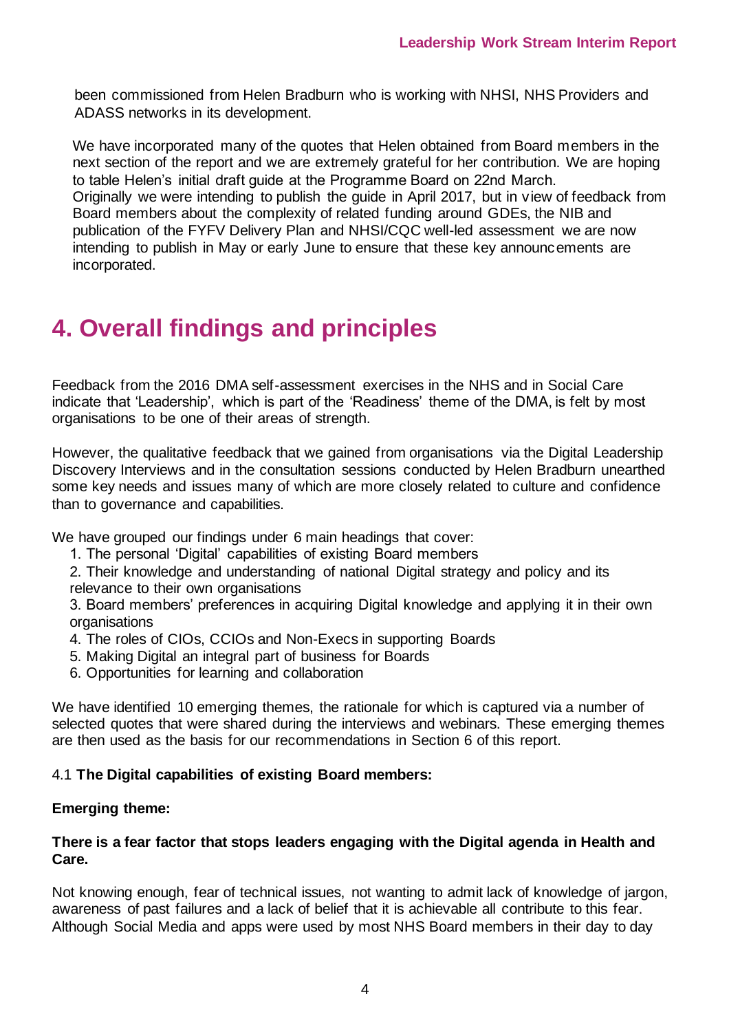been commissioned from Helen Bradburn who is working with NHSI, NHS Providers and ADASS networks in its development.

We have incorporated many of the quotes that Helen obtained from Board members in the next section of the report and we are extremely grateful for her contribution. We are hoping to table Helen's initial draft guide at the Programme Board on 22nd March. Originally we were intending to publish the guide in April 2017, but in view of feedback from Board members about the complexity of related funding around GDEs, the NIB and publication of the FYFV Delivery Plan and NHSI/CQC well-led assessment we are now intending to publish in May or early June to ensure that these key announcements are incorporated.

# 4. Overall findings and principles

Feedback from the 2016 DMA self-assessment exercises in the NHS and in Social Care indicate that 'Leadership', which is part of the 'Readiness' theme of the DMA, is felt by most organisations to be one of their areas of strength.

However, the qualitative feedback that we gained from organisations via the Digital Leadership Discovery Interviews and in the consultation sessions conducted by Helen Bradburn unearthed some key needs and issues many of which are more closely related to culture and confidence than to governance and capabilities.

We have grouped our findings under 6 main headings that cover:

1. The personal 'Digital' capabilities of existing Board members
2. Their knowledge and understanding of national Digital strategy and policy and its relevance to their own organisations
3. Board members' preferences in acquiring Digital knowledge and applying it in their own organisations
4. The roles of CIOs, CCIOs and Non-Execs in supporting Boards
5. Making Digital an integral part of business for Boards
6. Opportunities for learning and collaboration

We have identified 10 emerging themes, the rationale for which is captured via a number of selected quotes that were shared during the interviews and webinars. These emerging themes are then used as the basis for our recommendations in Section 6 of this report.

4.1 **The Digital capabilities of existing Board members:**

**Emerging theme:**

**There is a fear factor that stops leaders engaging with the Digital agenda in Health and Care.**

Not knowing enough, fear of technical issues, not wanting to admit lack of knowledge of jargon, awareness of past failures and a lack of belief that it is achievable all contribute to this fear. Although Social Media and apps were used by most NHS Board members in their day to day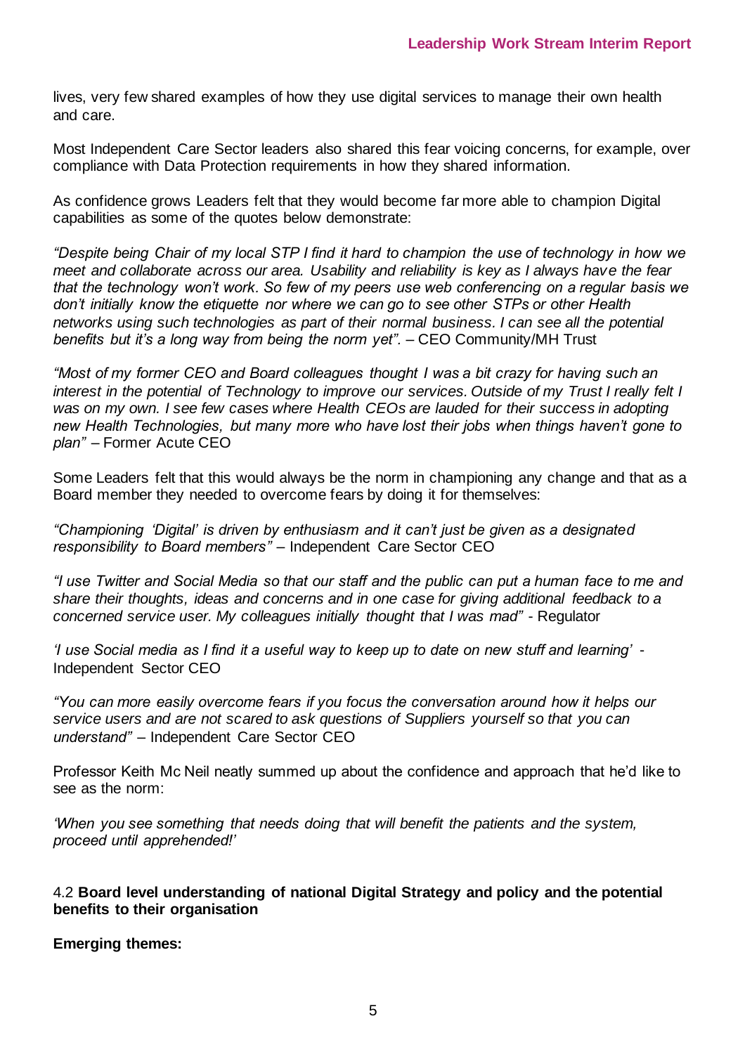lives, very few shared examples of how they use digital services to manage their own health and care.

Most Independent Care Sector leaders also shared this fear voicing concerns, for example, over compliance with Data Protection requirements in how they shared information.

As confidence grows Leaders felt that they would become far more able to champion Digital capabilities as some of the quotes below demonstrate:

*"Despite being Chair of my local STP I find it hard to champion the use of technology in how we meet and collaborate across our area. Usability and reliability is key as I always have the fear that the technology won't work. So few of my peers use web conferencing on a regular basis we don't initially know the etiquette nor where we can go to see other STPs or other Health networks using such technologies as part of their normal business. I can see all the potential benefits but it's a long way from being the norm yet".* – CEO Community/MH Trust

*"Most of my former CEO and Board colleagues thought I was a bit crazy for having such an interest in the potential of Technology to improve our services. Outside of my Trust I really felt I was on my own. I see few cases where Health CEOs are lauded for their success in adopting new Health Technologies, but many more who have lost their jobs when things haven't gone to plan"* – Former Acute CEO

Some Leaders felt that this would always be the norm in championing any change and that as a Board member they needed to overcome fears by doing it for themselves:

*"Championing 'Digital' is driven by enthusiasm and it can't just be given as a designated responsibility to Board members"* – Independent Care Sector CEO

*"I use Twitter and Social Media so that our staff and the public can put a human face to me and share their thoughts, ideas and concerns and in one case for giving additional feedback to a concerned service user. My colleagues initially thought that I was mad"* - Regulator

*'I use Social media as I find it a useful way to keep up to date on new stuff and learning'* - Independent Sector CEO

*"You can more easily overcome fears if you focus the conversation around how it helps our service users and are not scared to ask questions of Suppliers yourself so that you can understand"* – Independent Care Sector CEO

Professor Keith Mc Neil neatly summed up about the confidence and approach that he'd like to see as the norm:

*'When you see something that needs doing that will benefit the patients and the system, proceed until apprehended!'*

### 4.2 **Board level understanding of national Digital Strategy and policy and the potential benefits to their organisation**

**Emerging themes:**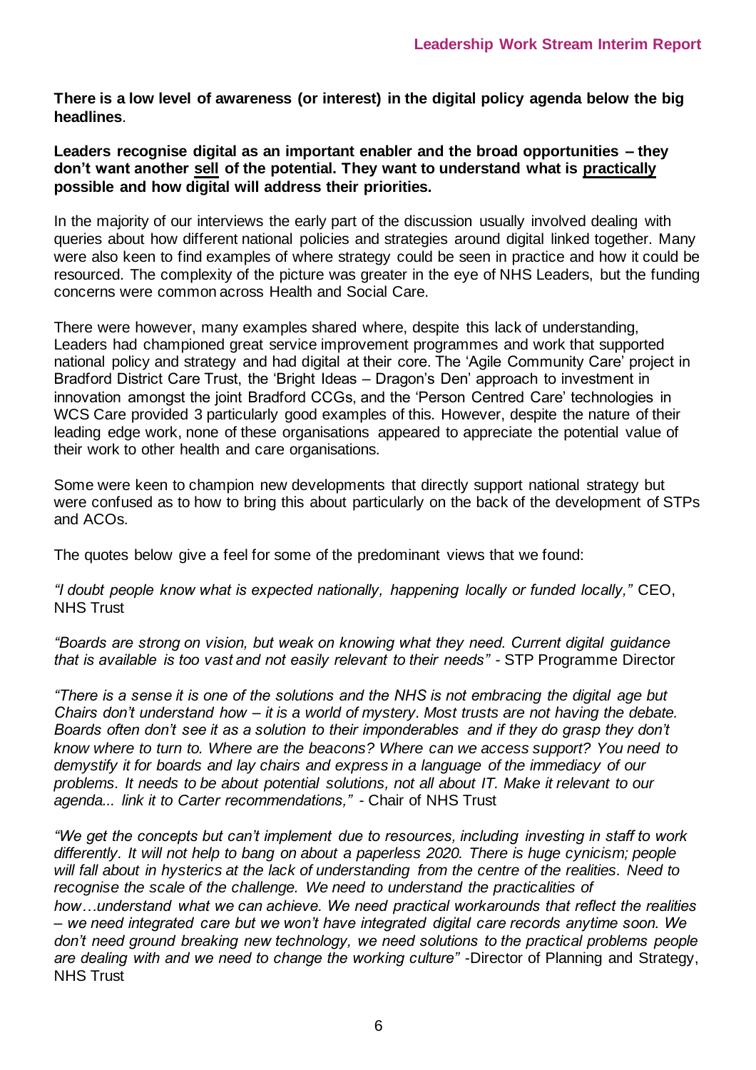**There is a low level of awareness (or interest) in the digital policy agenda below the big headlines**.

**Leaders recognise digital as an important enabler and the broad opportunities – they don't want another <u>sell</u> of the potential. They want to understand what is <u>practically</u> possible and how digital will address their priorities.**

In the majority of our interviews the early part of the discussion usually involved dealing with queries about how different national policies and strategies around digital linked together. Many were also keen to find examples of where strategy could be seen in practice and how it could be resourced. The complexity of the picture was greater in the eye of NHS Leaders, but the funding concerns were common across Health and Social Care.

There were however, many examples shared where, despite this lack of understanding, Leaders had championed great service improvement programmes and work that supported national policy and strategy and had digital at their core. The 'Agile Community Care' project in Bradford District Care Trust, the 'Bright Ideas – Dragon's Den' approach to investment in innovation amongst the joint Bradford CCGs, and the 'Person Centred Care' technologies in WCS Care provided 3 particularly good examples of this. However, despite the nature of their leading edge work, none of these organisations appeared to appreciate the potential value of their work to other health and care organisations.

Some were keen to champion new developments that directly support national strategy but were confused as to how to bring this about particularly on the back of the development of STPs and ACOs.

The quotes below give a feel for some of the predominant views that we found:

*"I doubt people know what is expected nationally, happening locally or funded locally,"* CEO, NHS Trust

*"Boards are strong on vision, but weak on knowing what they need. Current digital guidance that is available is too vast and not easily relevant to their needs"* - STP Programme Director

*"There is a sense it is one of the solutions and the NHS is not embracing the digital age but Chairs don't understand how – it is a world of mystery. Most trusts are not having the debate. Boards often don't see it as a solution to their imponderables and if they do grasp they don't know where to turn to. Where are the beacons? Where can we access support? You need to demystify it for boards and lay chairs and express in a language of the immediacy of our problems. It needs to be about potential solutions, not all about IT. Make it relevant to our agenda... link it to Carter recommendations,"* - Chair of NHS Trust

*"We get the concepts but can't implement due to resources, including investing in staff to work differently. It will not help to bang on about a paperless 2020. There is huge cynicism; people will fall about in hysterics at the lack of understanding from the centre of the realities. Need to recognise the scale of the challenge. We need to understand the practicalities of how…understand what we can achieve. We need practical workarounds that reflect the realities – we need integrated care but we won't have integrated digital care records anytime soon. We don't need ground breaking new technology, we need solutions to the practical problems people are dealing with and we need to change the working culture"* -Director of Planning and Strategy, NHS Trust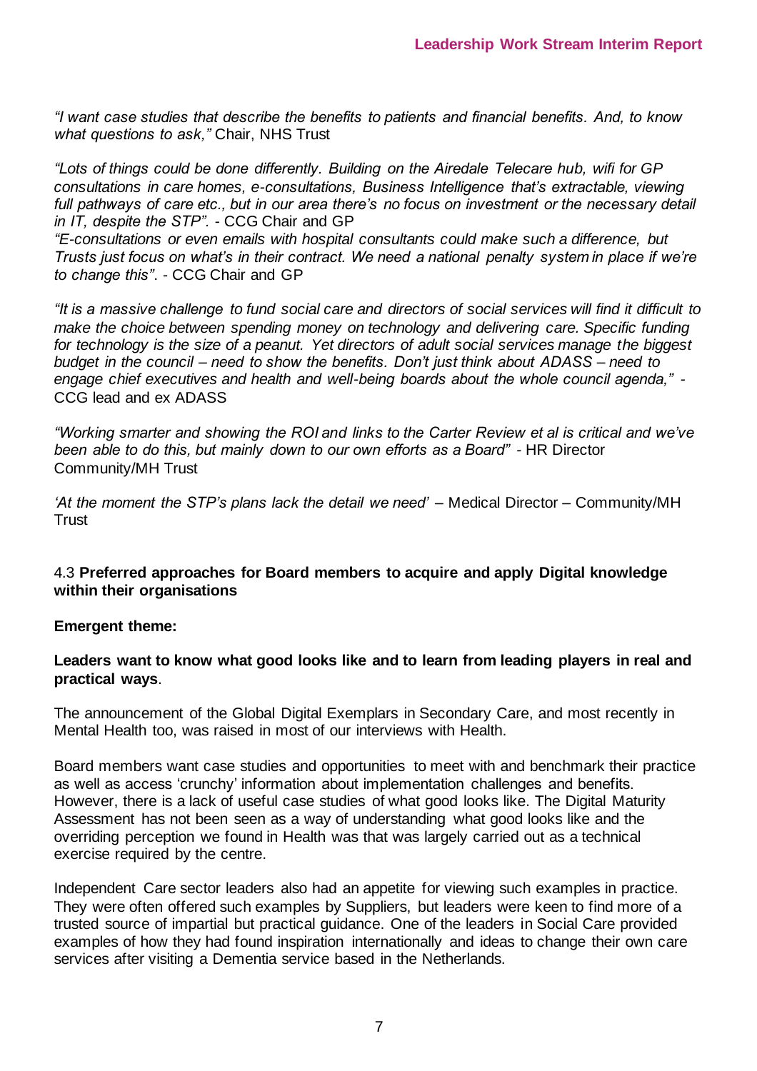*"I want case studies that describe the benefits to patients and financial benefits. And, to know what questions to ask,"* Chair, NHS Trust

*"Lots of things could be done differently. Building on the Airedale Telecare hub, wifi for GP consultations in care homes, e-consultations, Business Intelligence that's extractable, viewing full pathways of care etc., but in our area there's no focus on investment or the necessary detail in IT, despite the STP".* - CCG Chair and GP

*"E-consultations or even emails with hospital consultants could make such a difference, but Trusts just focus on what's in their contract. We need a national penalty system in place if we're to change this".* - CCG Chair and GP

*"It is a massive challenge to fund social care and directors of social services will find it difficult to make the choice between spending money on technology and delivering care. Specific funding for technology is the size of a peanut. Yet directors of adult social services manage the biggest budget in the council – need to show the benefits. Don't just think about ADASS – need to engage chief executives and health and well-being boards about the whole council agenda,"* - CCG lead and ex ADASS

*"Working smarter and showing the ROI and links to the Carter Review et al is critical and we've been able to do this, but mainly down to our own efforts as a Board"* - HR Director Community/MH Trust

*'At the moment the STP's plans lack the detail we need'* – Medical Director – Community/MH Trust

### 4.3 **Preferred approaches for Board members to acquire and apply Digital knowledge within their organisations**

**Emergent theme:**

**Leaders want to know what good looks like and to learn from leading players in real and practical ways**.

The announcement of the Global Digital Exemplars in Secondary Care, and most recently in Mental Health too, was raised in most of our interviews with Health.

Board members want case studies and opportunities to meet with and benchmark their practice as well as access 'crunchy' information about implementation challenges and benefits. However, there is a lack of useful case studies of what good looks like. The Digital Maturity Assessment has not been seen as a way of understanding what good looks like and the overriding perception we found in Health was that was largely carried out as a technical exercise required by the centre.

Independent Care sector leaders also had an appetite for viewing such examples in practice. They were often offered such examples by Suppliers, but leaders were keen to find more of a trusted source of impartial but practical guidance. One of the leaders in Social Care provided examples of how they had found inspiration internationally and ideas to change their own care services after visiting a Dementia service based in the Netherlands.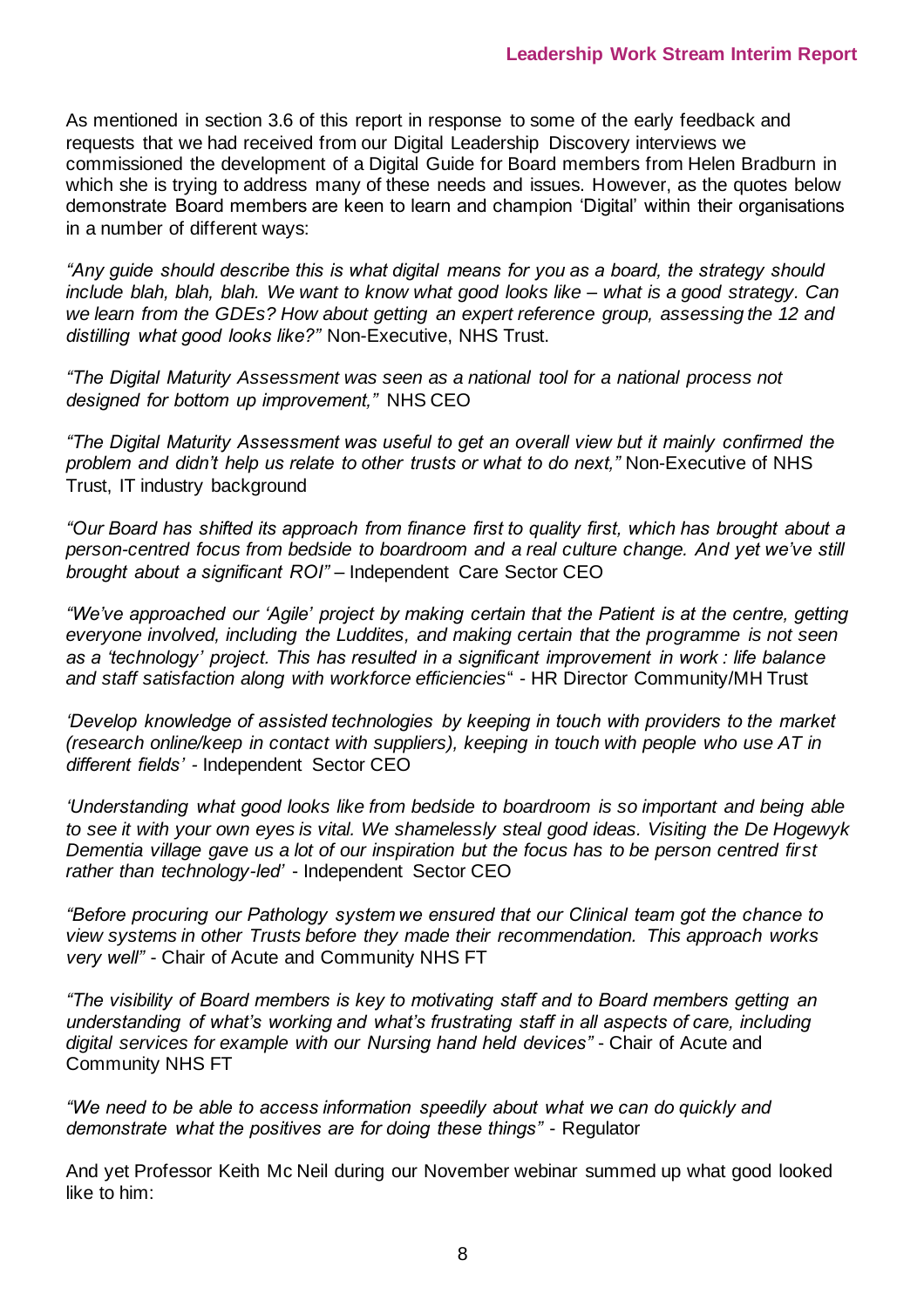As mentioned in section 3.6 of this report in response to some of the early feedback and requests that we had received from our Digital Leadership Discovery interviews we commissioned the development of a Digital Guide for Board members from Helen Bradburn in which she is trying to address many of these needs and issues. However, as the quotes below demonstrate Board members are keen to learn and champion 'Digital' within their organisations in a number of different ways:

*"Any guide should describe this is what digital means for you as a board, the strategy should include blah, blah, blah. We want to know what good looks like – what is a good strategy. Can we learn from the GDEs? How about getting an expert reference group, assessing the 12 and distilling what good looks like?"* Non-Executive, NHS Trust.

*"The Digital Maturity Assessment was seen as a national tool for a national process not designed for bottom up improvement,"* NHS CEO

*"The Digital Maturity Assessment was useful to get an overall view but it mainly confirmed the problem and didn't help us relate to other trusts or what to do next,"* Non-Executive of NHS Trust, IT industry background

*"Our Board has shifted its approach from finance first to quality first, which has brought about a person-centred focus from bedside to boardroom and a real culture change. And yet we've still brought about a significant ROI"* – Independent Care Sector CEO

*"We've approached our 'Agile' project by making certain that the Patient is at the centre, getting everyone involved, including the Luddites, and making certain that the programme is not seen as a 'technology' project. This has resulted in a significant improvement in work : life balance and staff satisfaction along with workforce efficiencies"* - HR Director Community/MH Trust

*'Develop knowledge of assisted technologies by keeping in touch with providers to the market (research online/keep in contact with suppliers), keeping in touch with people who use AT in different fields'* - Independent Sector CEO

*'Understanding what good looks like from bedside to boardroom is so important and being able to see it with your own eyes is vital. We shamelessly steal good ideas. Visiting the De Hogewyk Dementia village gave us a lot of our inspiration but the focus has to be person centred first rather than technology-led'* - Independent Sector CEO

*"Before procuring our Pathology system we ensured that our Clinical team got the chance to view systems in other Trusts before they made their recommendation. This approach works very well"* - Chair of Acute and Community NHS FT

*"The visibility of Board members is key to motivating staff and to Board members getting an understanding of what's working and what's frustrating staff in all aspects of care, including digital services for example with our Nursing hand held devices"* - Chair of Acute and Community NHS FT

*"We need to be able to access information speedily about what we can do quickly and demonstrate what the positives are for doing these things"* - Regulator

And yet Professor Keith Mc Neil during our November webinar summed up what good looked like to him: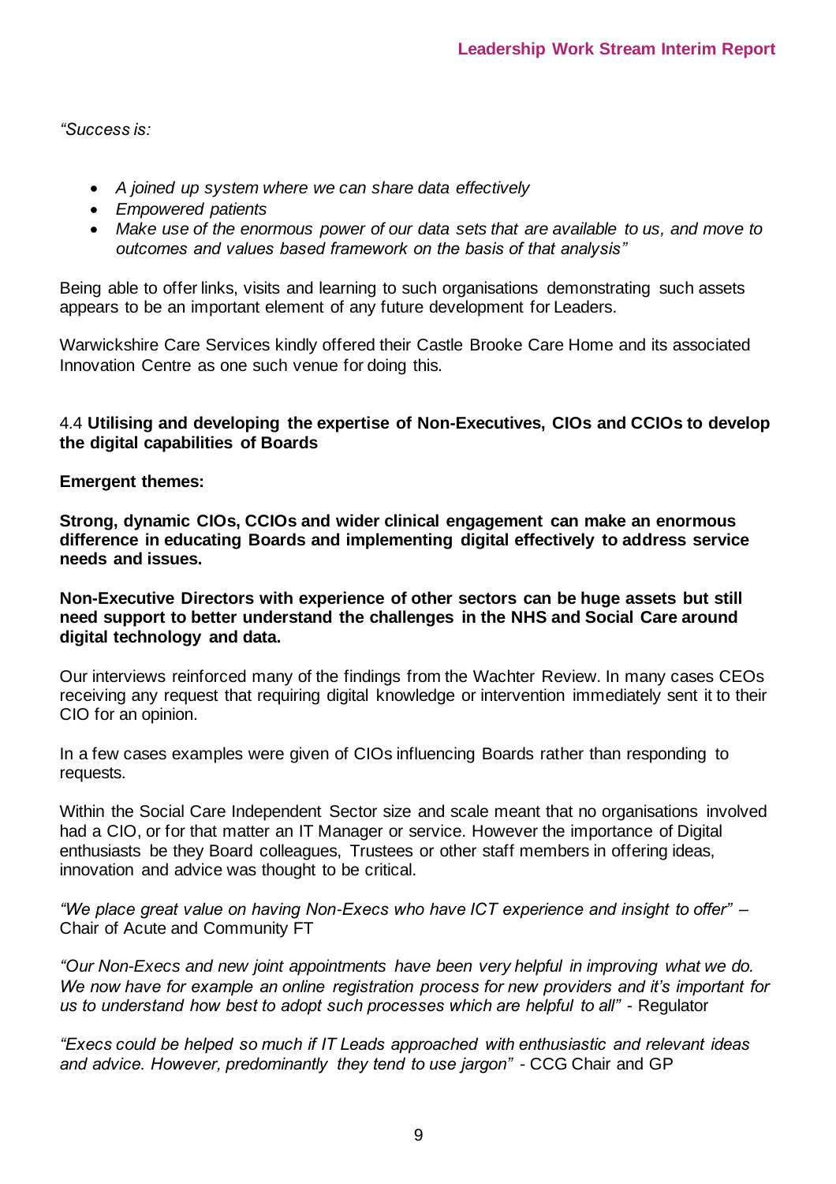*"Success is:*

- *A joined up system where we can share data effectively*
- *Empowered patients*
- *Make use of the enormous power of our data sets that are available to us, and move to outcomes and values based framework on the basis of that analysis"*

Being able to offer links, visits and learning to such organisations demonstrating such assets appears to be an important element of any future development for Leaders.

Warwickshire Care Services kindly offered their Castle Brooke Care Home and its associated Innovation Centre as one such venue for doing this.

### 4.4 **Utilising and developing the expertise of Non-Executives, CIOs and CCIOs to develop the digital capabilities of Boards**

**Emergent themes:**

**Strong, dynamic CIOs, CCIOs and wider clinical engagement can make an enormous difference in educating Boards and implementing digital effectively to address service needs and issues.**

**Non-Executive Directors with experience of other sectors can be huge assets but still need support to better understand the challenges in the NHS and Social Care around digital technology and data.**

Our interviews reinforced many of the findings from the Wachter Review. In many cases CEOs receiving any request that requiring digital knowledge or intervention immediately sent it to their CIO for an opinion.

In a few cases examples were given of CIOs influencing Boards rather than responding to requests.

Within the Social Care Independent Sector size and scale meant that no organisations involved had a CIO, or for that matter an IT Manager or service. However the importance of Digital enthusiasts be they Board colleagues, Trustees or other staff members in offering ideas, innovation and advice was thought to be critical.

*"We place great value on having Non-Execs who have ICT experience and insight to offer"* – Chair of Acute and Community FT

*"Our Non-Execs and new joint appointments have been very helpful in improving what we do. We now have for example an online registration process for new providers and it's important for us to understand how best to adopt such processes which are helpful to all"* - Regulator

*"Execs could be helped so much if IT Leads approached with enthusiastic and relevant ideas and advice. However, predominantly they tend to use jargon"* - CCG Chair and GP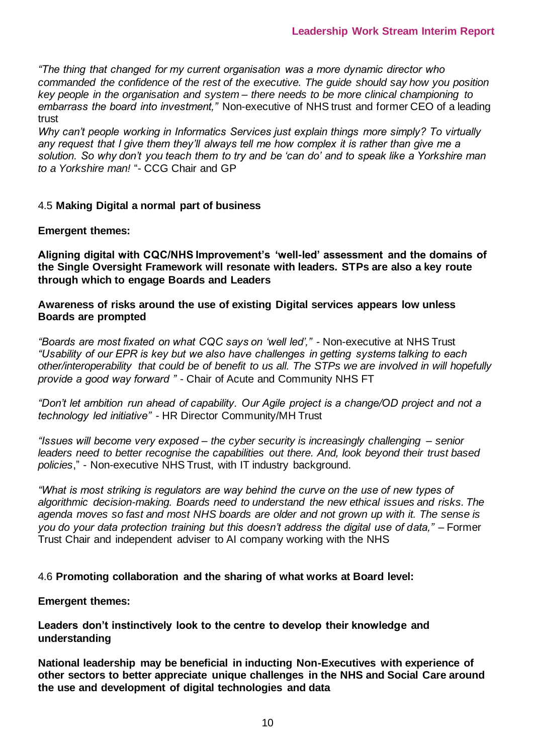*"The thing that changed for my current organisation was a more dynamic director who commanded the confidence of the rest of the executive. The guide should say how you position key people in the organisation and system – there needs to be more clinical championing to embarrass the board into investment,"* Non-executive of NHS trust and former CEO of a leading trust

*Why can't people working in Informatics Services just explain things more simply? To virtually any request that I give them they'll always tell me how complex it is rather than give me a solution. So why don't you teach them to try and be 'can do' and to speak like a Yorkshire man to a Yorkshire man!* "- CCG Chair and GP

### 4.5 **Making Digital a normal part of business**

**Emergent themes:**

**Aligning digital with CQC/NHS Improvement's 'well-led' assessment and the domains of the Single Oversight Framework will resonate with leaders. STPs are also a key route through which to engage Boards and Leaders**

**Awareness of risks around the use of existing Digital services appears low unless Boards are prompted**

*"Boards are most fixated on what CQC says on 'well led',"* - Non-executive at NHS Trust
*"Usability of our EPR is key but we also have challenges in getting systems talking to each other/interoperability that could be of benefit to us all. The STPs we are involved in will hopefully provide a good way forward "* - Chair of Acute and Community NHS FT

*"Don't let ambition run ahead of capability. Our Agile project is a change/OD project and not a technology led initiative"* - HR Director Community/MH Trust

*"Issues will become very exposed – the cyber security is increasingly challenging – senior leaders need to better recognise the capabilities out there. And, look beyond their trust based policies*," - Non-executive NHS Trust, with IT industry background.

*"What is most striking is regulators are way behind the curve on the use of new types of algorithmic decision-making. Boards need to understand the new ethical issues and risks. The agenda moves so fast and most NHS boards are older and not grown up with it. The sense is you do your data protection training but this doesn't address the digital use of data,"* – Former Trust Chair and independent adviser to AI company working with the NHS

### 4.6 **Promoting collaboration and the sharing of what works at Board level:**

**Emergent themes:**

**Leaders don't instinctively look to the centre to develop their knowledge and understanding**

**National leadership may be beneficial in inducting Non-Executives with experience of other sectors to better appreciate unique challenges in the NHS and Social Care around the use and development of digital technologies and data**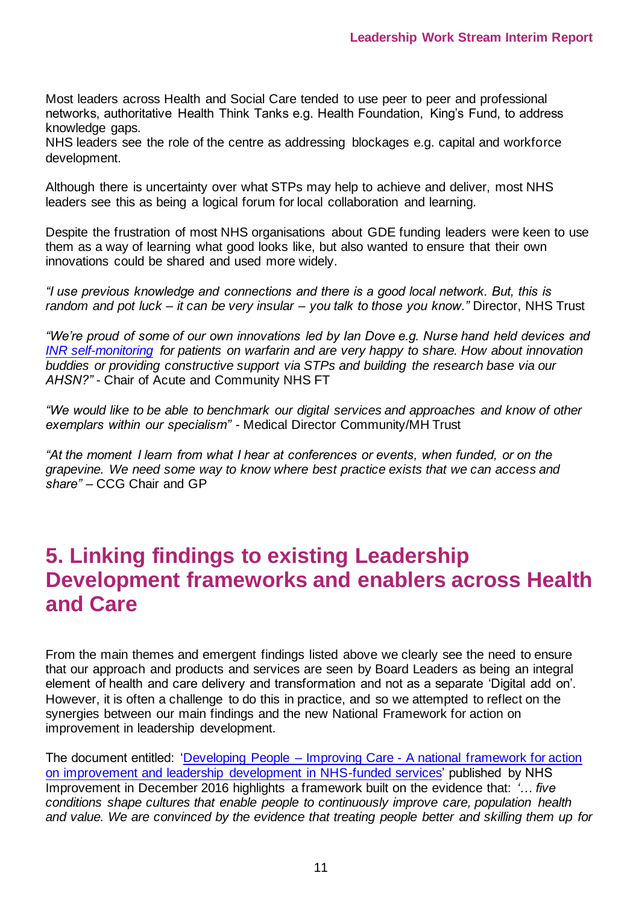Most leaders across Health and Social Care tended to use peer to peer and professional networks, authoritative Health Think Tanks e.g. Health Foundation, King's Fund, to address knowledge gaps.
NHS leaders see the role of the centre as addressing blockages e.g. capital and workforce development.

Although there is uncertainty over what STPs may help to achieve and deliver, most NHS leaders see this as being a logical forum for local collaboration and learning.

Despite the frustration of most NHS organisations about GDE funding leaders were keen to use them as a way of learning what good looks like, but also wanted to ensure that their own innovations could be shared and used more widely.

*"I use previous knowledge and connections and there is a good local network. But, this is random and pot luck – it can be very insular – you talk to those you know."* Director, NHS Trust

*"We're proud of some of our own innovations led by Ian Dove e.g. Nurse hand held devices and INR self-monitoring for patients on warfarin and are very happy to share. How about innovation buddies or providing constructive support via STPs and building the research base via our AHSN?"* - Chair of Acute and Community NHS FT

*"We would like to be able to benchmark our digital services and approaches and know of other exemplars within our specialism"* - Medical Director Community/MH Trust

*"At the moment I learn from what I hear at conferences or events, when funded, or on the grapevine. We need some way to know where best practice exists that we can access and share"* – CCG Chair and GP

# 5. Linking findings to existing Leadership Development frameworks and enablers across Health and Care

From the main themes and emergent findings listed above we clearly see the need to ensure that our approach and products and services are seen by Board Leaders as being an integral element of health and care delivery and transformation and not as a separate 'Digital add on'. However, it is often a challenge to do this in practice, and so we attempted to reflect on the synergies between our main findings and the new National Framework for action on improvement in leadership development.

The document entitled: 'Developing People – Improving Care - A national framework for action on improvement and leadership development in NHS-funded services' published by NHS Improvement in December 2016 highlights a framework built on the evidence that: *'… five conditions shape cultures that enable people to continuously improve care, population health and value. We are convinced by the evidence that treating people better and skilling them up for*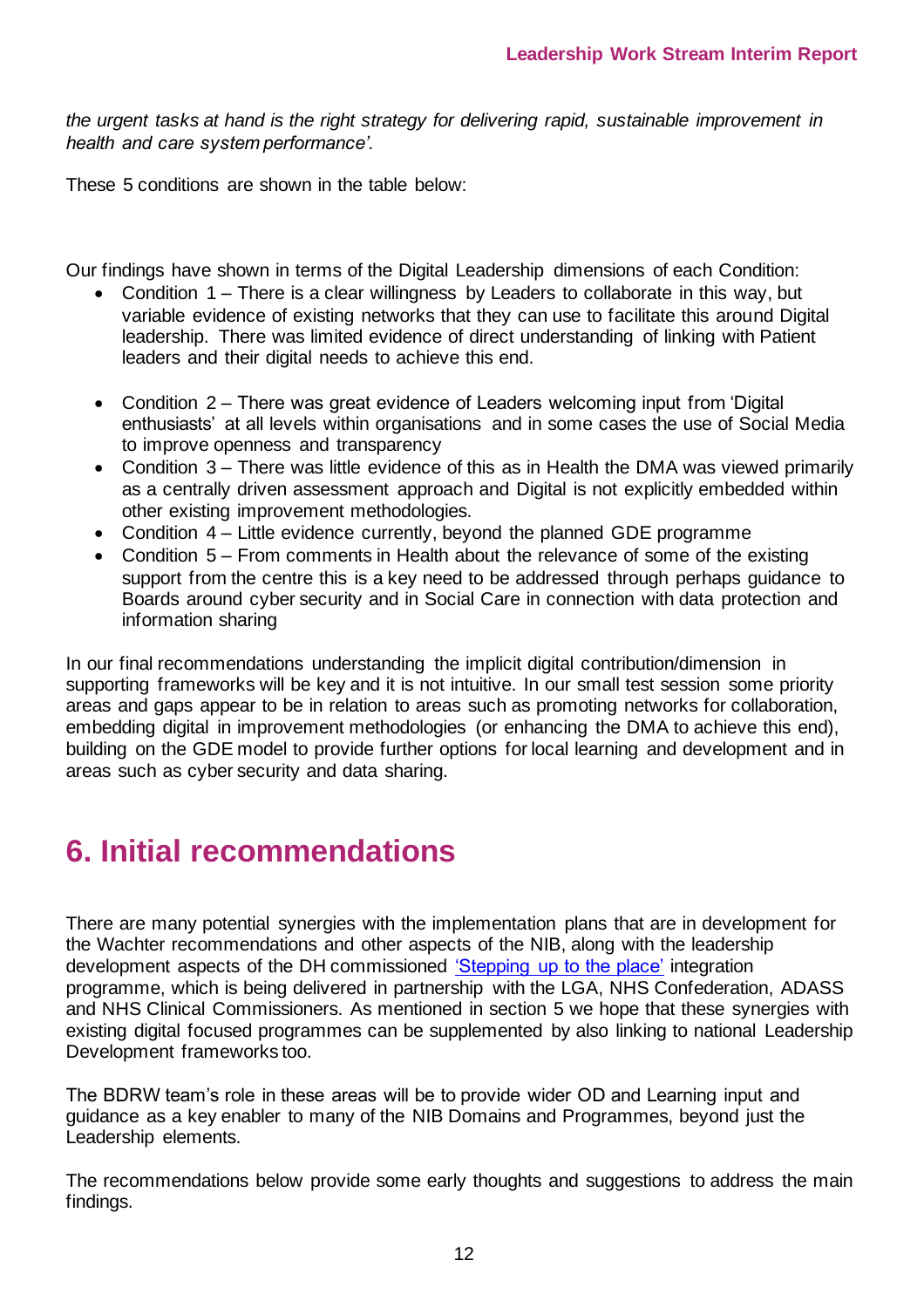*the urgent tasks at hand is the right strategy for delivering rapid, sustainable improvement in health and care system performance'.*

These 5 conditions are shown in the table below:

Our findings have shown in terms of the Digital Leadership dimensions of each Condition:

- Condition 1 – There is a clear willingness by Leaders to collaborate in this way, but variable evidence of existing networks that they can use to facilitate this around Digital leadership. There was limited evidence of direct understanding of linking with Patient leaders and their digital needs to achieve this end.
- Condition 2 – There was great evidence of Leaders welcoming input from 'Digital enthusiasts' at all levels within organisations and in some cases the use of Social Media to improve openness and transparency
- Condition 3 – There was little evidence of this as in Health the DMA was viewed primarily as a centrally driven assessment approach and Digital is not explicitly embedded within other existing improvement methodologies.
- Condition 4 – Little evidence currently, beyond the planned GDE programme
- Condition 5 – From comments in Health about the relevance of some of the existing support from the centre this is a key need to be addressed through perhaps guidance to Boards around cyber security and in Social Care in connection with data protection and information sharing

In our final recommendations understanding the implicit digital contribution/dimension in supporting frameworks will be key and it is not intuitive. In our small test session some priority areas and gaps appear to be in relation to areas such as promoting networks for collaboration, embedding digital in improvement methodologies (or enhancing the DMA to achieve this end), building on the GDE model to provide further options for local learning and development and in areas such as cyber security and data sharing.

# 6. Initial recommendations

There are many potential synergies with the implementation plans that are in development for the Wachter recommendations and other aspects of the NIB, along with the leadership development aspects of the DH commissioned 'Stepping up to the place' integration programme, which is being delivered in partnership with the LGA, NHS Confederation, ADASS and NHS Clinical Commissioners. As mentioned in section 5 we hope that these synergies with existing digital focused programmes can be supplemented by also linking to national Leadership Development frameworks too.

The BDRW team's role in these areas will be to provide wider OD and Learning input and guidance as a key enabler to many of the NIB Domains and Programmes, beyond just the Leadership elements.

The recommendations below provide some early thoughts and suggestions to address the main findings.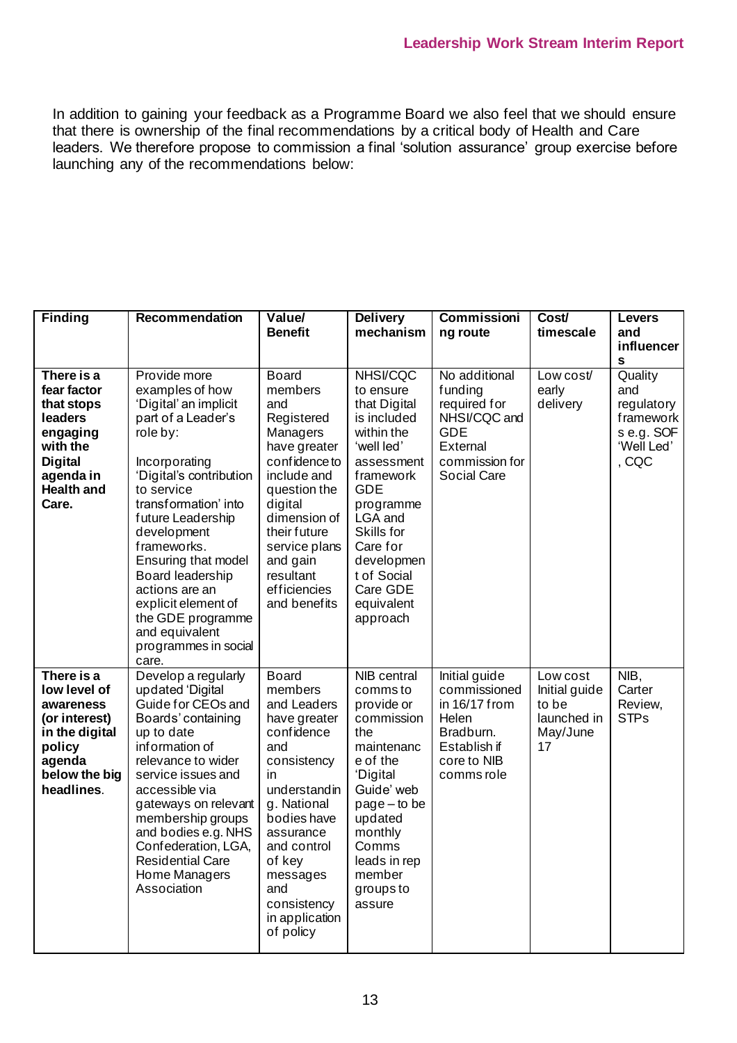In addition to gaining your feedback as a Programme Board we also feel that we should ensure that there is ownership of the final recommendations by a critical body of Health and Care leaders. We therefore propose to commission a final 'solution assurance' group exercise before launching any of the recommendations below:

| Finding | Recommendation | Value/ Benefit | Delivery mechanism | Commissioning route | Cost/ timescale | Levers and influencers |
|---|---|---|---|---|---|---|
| **There is a fear factor that stops leaders engaging with the Digital agenda in Health and Care.** | Provide more examples of how 'Digital' an implicit part of a Leader's role by:<br><br>Incorporating 'Digital's contribution to service transformation' into future Leadership development frameworks.<br>Ensuring that model Board leadership actions are an explicit element of the GDE programme and equivalent programmes in social care. | Board members and Registered Managers have greater confidence to include and question the digital dimension of their future service plans and gain resultant efficiencies and benefits | NHSI/CQC to ensure that Digital is included within the 'well led' assessment framework GDE programme LGA and Skills for Care for development of Social Care GDE equivalent approach | No additional funding required for NHSI/CQC and GDE External commission for Social Care | Low cost/ early delivery | Quality and regulatory frameworks e.g. SOF 'Well Led', CQC |
| **There is a low level of awareness (or interest) in the digital policy agenda below the big headlines.** | Develop a regularly updated 'Digital Guide for CEOs and Boards' containing up to date information of relevance to wider service issues and accessible via gateways on relevant membership groups and bodies e.g. NHS Confederation, LGA, Residential Care Home Managers Association | Board members and Leaders have greater confidence and consistency in understanding. National bodies have assurance and control of key messages and consistency in application of policy | NIB central comms to provide or commission the maintenance of the 'Digital Guide' web page – to be updated monthly Comms leads in rep member groups to assure | Initial guide commissioned in 16/17 from Helen Bradburn. Establish if core to NIB comms role | Low cost Initial guide to be launched in May/June 17 | NIB, Carter Review, STPs |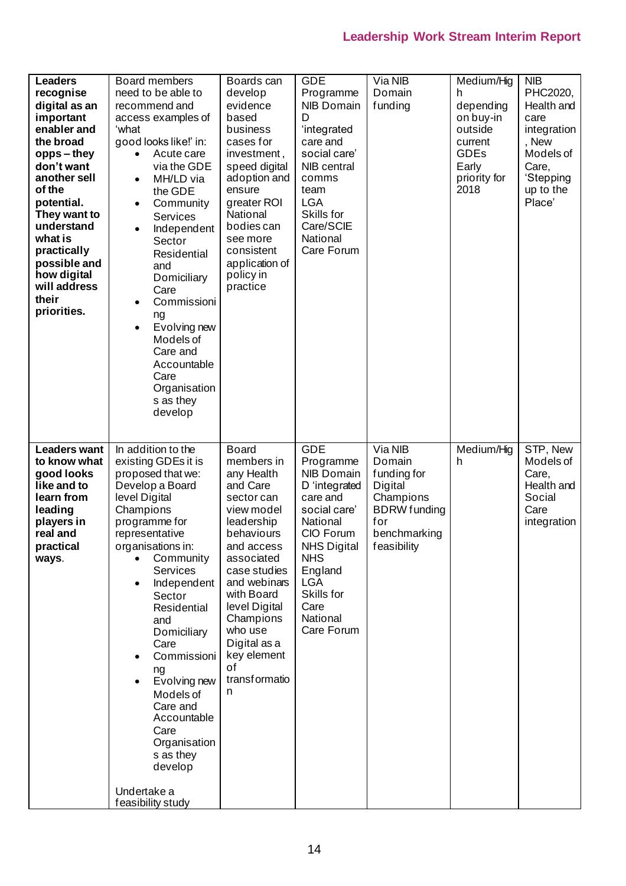| | | | | | | |
|---|---|---|---|---|---|---|
| **Leaders recognise digital as an important enabler and the broad opps – they don't want another sell of the potential. They want to understand what is practically possible and how digital will address their priorities.** | Board members need to be able to recommend and access examples of 'what good looks like!' in:<br>• Acute care via the GDE<br>• MH/LD via the GDE<br>• Community Services<br>• Independent Sector Residential and Domiciliary Care<br>• Commissioning<br>• Evolving new Models of Care and Accountable Care Organisations as they develop | Boards can develop evidence based business cases for investment, speed digital adoption and ensure greater ROI National bodies can see more consistent application of policy in practice | GDE Programme NIB Domain D 'integrated care and social care' NIB central comms team LGA Skills for Care/SCIE National Care Forum | Via NIB Domain funding | Medium/High depending on buy-in outside current GDEs Early priority for 2018 | NIB PHC2020, Health and care integration, New Models of Care, 'Stepping up to the Place' |
| **Leaders want to know what good looks like and to learn from leading players in real and practical ways.** | In addition to the existing GDEs it is proposed that we: Develop a Board level Digital Champions programme for representative organisations in:<br>• Community Services<br>• Independent Sector Residential and Domiciliary Care<br>• Commissioning<br>• Evolving new Models of Care and Accountable Care Organisations as they develop<br><br>Undertake a feasibility study | Board members in any Health and Care sector can view model leadership behaviours and access associated case studies and webinars with Board level Digital Champions who use Digital as a key element of transformation | GDE Programme NIB Domain D 'integrated care and social care' National CIO Forum NHS Digital NHS England LGA Skills for Care National Care Forum | Via NIB Domain funding for Digital Champions BDRW funding for benchmarking feasibility | Medium/High | STP, New Models of Care, Health and Social Care integration |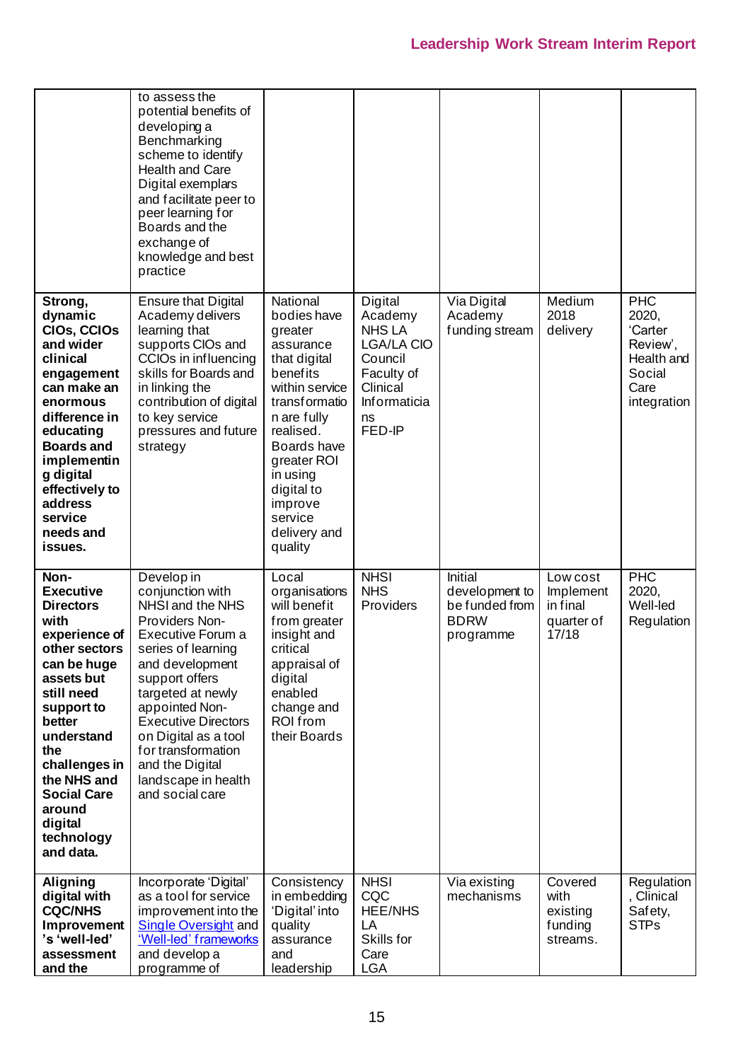| | | | | | | |
|---|---|---|---|---|---|---|
| | to assess the potential benefits of developing a Benchmarking scheme to identify Health and Care Digital exemplars and facilitate peer to peer learning for Boards and the exchange of knowledge and best practice | | | | | |
| **Strong, dynamic CIOs, CCIOs and wider clinical engagement can make an enormous difference in educating Boards and implementing digital effectively to address service needs and issues.** | Ensure that Digital Academy delivers learning that supports CIOs and CCIOs in influencing skills for Boards and in linking the contribution of digital to key service pressures and future strategy | National bodies have greater assurance that digital benefits within service transformation are fully realised. Boards have greater ROI in using digital to improve service delivery and quality | Digital Academy NHS LA LGA/LA CIO Council Faculty of Clinical Informatics FED-IP | Via Digital Academy funding stream | Medium 2018 delivery | PHC 2020, 'Carter Review', Health and Social Care integration |
| **Non-Executive Directors with experience of other sectors can be huge assets but still need support to better understand the challenges in the NHS and Social Care around digital technology and data.** | Develop in conjunction with NHSI and the NHS Providers Non-Executive Forum a series of learning and development support offers targeted at newly appointed Non-Executive Directors on Digital as a tool for transformation and the Digital landscape in health and social care | Local organisations will benefit from greater insight and critical appraisal of digital enabled change and ROI from their Boards | NHSI NHS Providers | Initial development to be funded from BDRW programme | Low cost Implement in final quarter of 17/18 | PHC 2020, Well-led Regulation |
| **Aligning digital with CQC/NHS Improvement's 'well-led' assessment and the** | Incorporate 'Digital' as a tool for service improvement into the [Single Oversight]() and ['Well-led' frameworks]() and develop a programme of | Consistency in embedding 'Digital' into quality assurance and leadership | NHSI CQC HEE/NHS LA Skills for Care LGA | Via existing mechanisms | Covered with existing funding streams. | Regulation, Clinical Safety, STPs |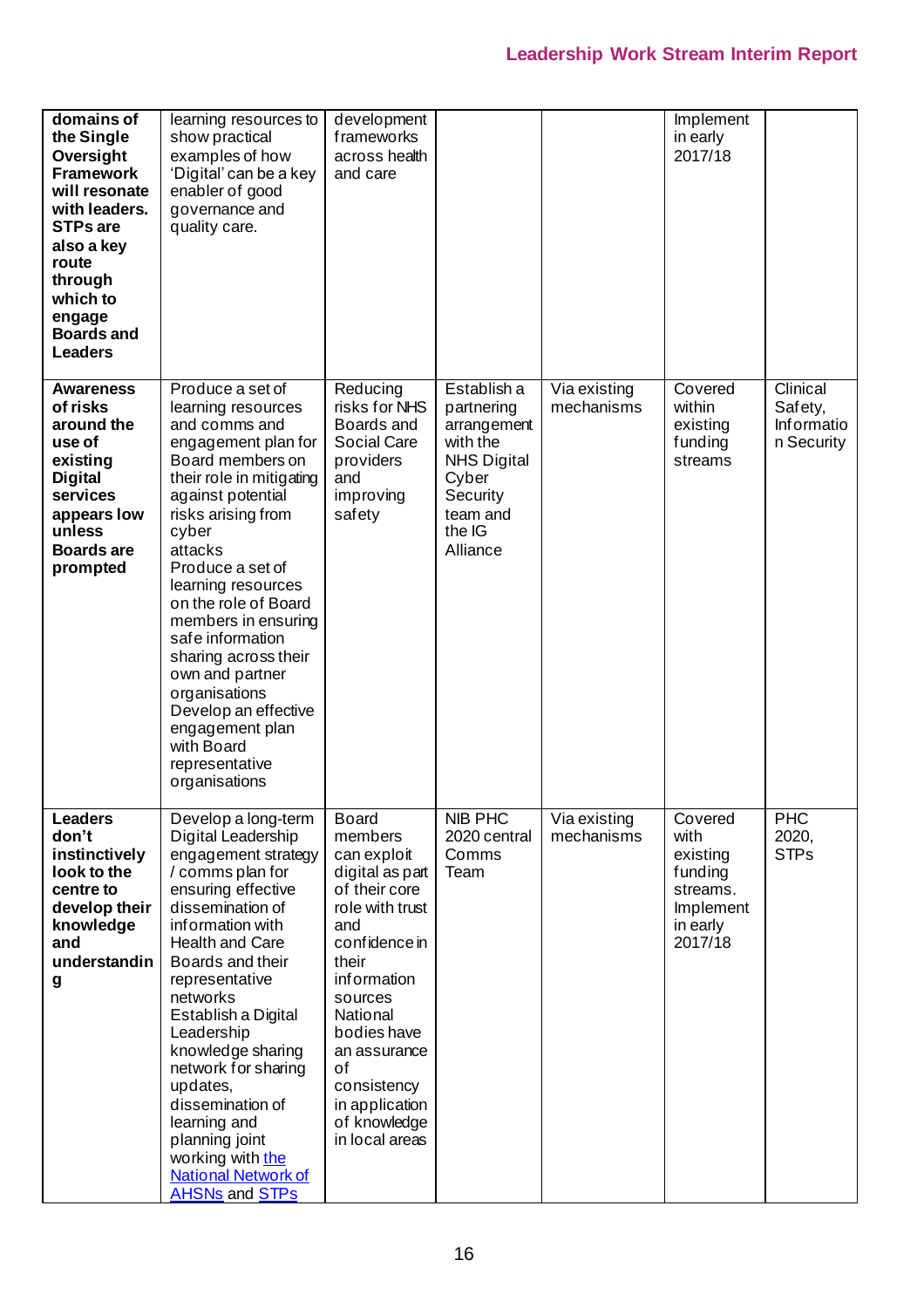| | | | | | | |
|---|---|---|---|---|---|---|
| **domains of the Single Oversight Framework will resonate with leaders. STPs are also a key route through which to engage Boards and Leaders** | learning resources to show practical examples of how 'Digital' can be a key enabler of good governance and quality care. | development frameworks across health and care | | | Implement in early 2017/18 | |
| **Awareness of risks around the use of existing Digital services appears low unless Boards are prompted** | Produce a set of learning resources and comms and engagement plan for Board members on their role in mitigating against potential risks arising from cyber attacks<br>Produce a set of learning resources on the role of Board members in ensuring safe information sharing across their own and partner organisations<br>Develop an effective engagement plan with Board representative organisations | Reducing risks for NHS Boards and Social Care providers and improving safety | Establish a partnering arrangement with the NHS Digital Cyber Security team and the IG Alliance | Via existing mechanisms | Covered within existing funding streams | Clinical Safety, Information Security |
| **Leaders don't instinctively look to the centre to develop their knowledge and understanding** | Develop a long-term Digital Leadership engagement strategy / comms plan for ensuring effective dissemination of information with Health and Care Boards and their representative networks<br>Establish a Digital Leadership knowledge sharing network for sharing updates, dissemination of learning and planning joint working with [the National Network of AHSNs]() and [STPs]() | Board members can exploit digital as part of their core role with trust and confidence in their information sources<br>National bodies have an assurance of consistency in application of knowledge in local areas | NIB PHC 2020 central Comms Team | Via existing mechanisms | Covered with existing funding streams. Implement in early 2017/18 | PHC 2020, STPs |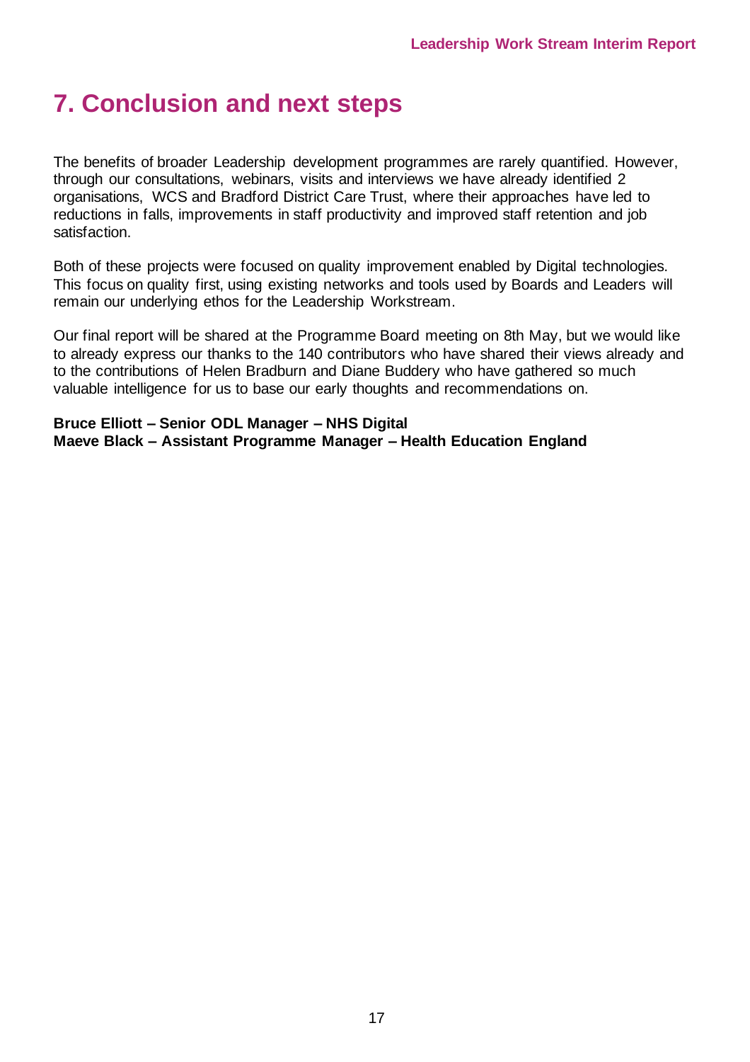# 7. Conclusion and next steps

The benefits of broader Leadership development programmes are rarely quantified. However, through our consultations, webinars, visits and interviews we have already identified 2 organisations, WCS and Bradford District Care Trust, where their approaches have led to reductions in falls, improvements in staff productivity and improved staff retention and job satisfaction.

Both of these projects were focused on quality improvement enabled by Digital technologies. This focus on quality first, using existing networks and tools used by Boards and Leaders will remain our underlying ethos for the Leadership Workstream.

Our final report will be shared at the Programme Board meeting on 8th May, but we would like to already express our thanks to the 140 contributors who have shared their views already and to the contributions of Helen Bradburn and Diane Buddery who have gathered so much valuable intelligence for us to base our early thoughts and recommendations on.

**Bruce Elliott – Senior ODL Manager – NHS Digital**
**Maeve Black – Assistant Programme Manager – Health Education England**